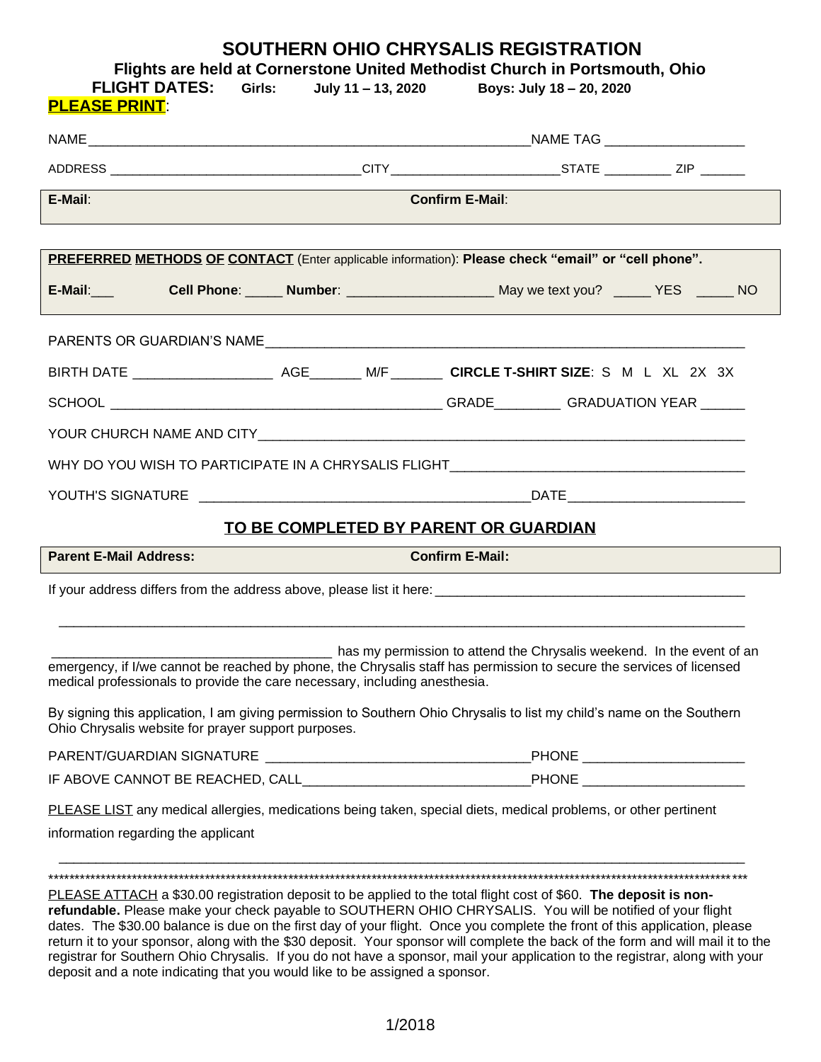# SOUTHERN OHIO CHRYSALIS REGISTRATION

**Flights are held at Cornerstone United Methodist Church in Portsmouth, Ohio**

**FLIGHT DATES: Girls: July 11 – 13, 2020 Boys: July 18 – 20, 2020**

**PLEASE PRINT**:

NAME_____________________________________________________________NAME TAG __________________

ADDRESS ___________________________________CITY_______________________STATE _________ ZIP ______

| **E-Mail**: | **Confirm E-Mail**: |
|---|---|

**PREFERRED METHODS OF CONTACT** (Enter applicable information): **Please check "email" or "cell phone".**

**E-Mail**:___ **Cell Phone**: _____ **Number**: ___________________ May we text you? _____ YES _____ NO

PARENTS OR GUARDIAN'S NAME_______________________________________________________________

BIRTH DATE __________________ AGE_______ M/F _______ **CIRCLE T-SHIRT SIZE**: S M L XL 2X 3X

SCHOOL ____________________________________________ GRADE________ GRADUATION YEAR ______

YOUR CHURCH NAME AND CITY_______________________________________________________________

WHY DO YOU WISH TO PARTICIPATE IN A CHRYSALIS FLIGHT_______________________________________

YOUTH'S SIGNATURE ___________________________________________DATE_______________________

## TO BE COMPLETED BY PARENT OR GUARDIAN

| **Parent E-Mail Address:** | **Confirm E-Mail:** |
|---|---|

If your address differs from the address above, please list it here: __________________________________________

_____________________________________________________________________________________________

_____________________________________ has my permission to attend the Chrysalis weekend. In the event of an emergency, if I/we cannot be reached by phone, the Chrysalis staff has permission to secure the services of licensed medical professionals to provide the care necessary, including anesthesia.

By signing this application, I am giving permission to Southern Ohio Chrysalis to list my child's name on the Southern Ohio Chrysalis website for prayer support purposes.

PARENT/GUARDIAN SIGNATURE __________________________________PHONE _____________________

IF ABOVE CANNOT BE REACHED, CALL______________________________PHONE _____________________

PLEASE LIST any medical allergies, medications being taken, special diets, medical problems, or other pertinent information regarding the applicant

_____________________________________________________________________________________________

*****************************************************************************************************************************

PLEASE ATTACH a $30.00 registration deposit to be applied to the total flight cost of $60. **The deposit is non-refundable.** Please make your check payable to SOUTHERN OHIO CHRYSALIS. You will be notified of your flight dates. The $30.00 balance is due on the first day of your flight. Once you complete the front of this application, please return it to your sponsor, along with the $30 deposit. Your sponsor will complete the back of the form and will mail it to the registrar for Southern Ohio Chrysalis. If you do not have a sponsor, mail your application to the registrar, along with your deposit and a note indicating that you would like to be assigned a sponsor.

1/2018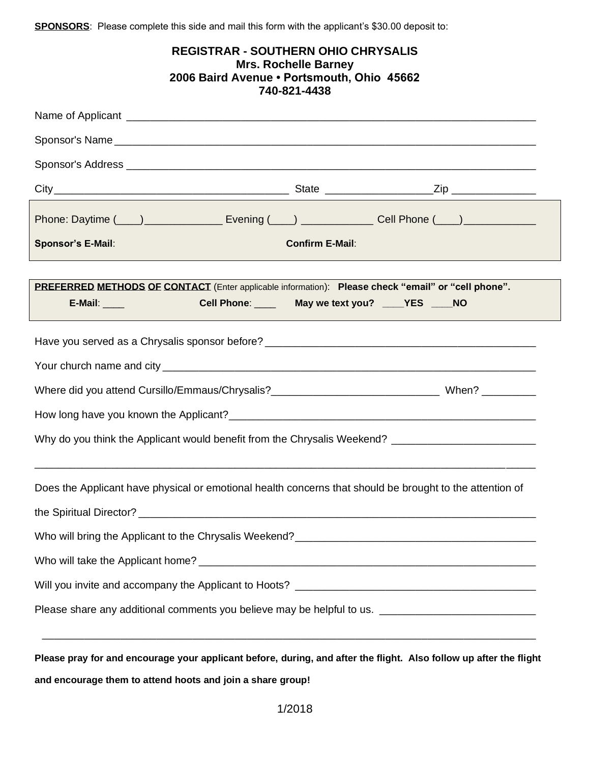**SPONSORS**: Please complete this side and mail this form with the applicant's $30.00 deposit to:

**REGISTRAR - SOUTHERN OHIO CHRYSALIS**
**Mrs. Rochelle Barney**
**2006 Baird Avenue • Portsmouth, Ohio 45662**
**740-821-4438**

Name of Applicant ____________________________________________________________________

Sponsor's Name ______________________________________________________________________

Sponsor's Address ____________________________________________________________________

City ________________________________________ State _________________ Zip ______________

Phone: Daytime (____)_____________ Evening (____) ____________ Cell Phone (____)____________

**Sponsor's E-Mail**: **Confirm E-Mail**:

**PREFERRED METHODS OF CONTACT** (Enter applicable information): **Please check "email" or "cell phone".**

**E-Mail**: ____ **Cell Phone**: ____ **May we text you? ____YES ____NO**

Have you served as a Chrysalis sponsor before? ______________________________________________

Your church name and city ______________________________________________________________

Where did you attend Cursillo/Emmaus/Chrysalis? _____________________________ When? _________

How long have you known the Applicant? ____________________________________________________

Why do you think the Applicant would benefit from the Chrysalis Weekend? ________________________

______________________________________________________________________________________

Does the Applicant have physical or emotional health concerns that should be brought to the attention of the Spiritual Director? ___________________________________________________________________

Who will bring the Applicant to the Chrysalis Weekend? _________________________________________

Who will take the Applicant home? __________________________________________________________

Will you invite and accompany the Applicant to Hoots? __________________________________________

Please share any additional comments you believe may be helpful to us. __________________________

______________________________________________________________________________________

**Please pray for and encourage your applicant before, during, and after the flight. Also follow up after the flight and encourage them to attend hoots and join a share group!**

1/2018